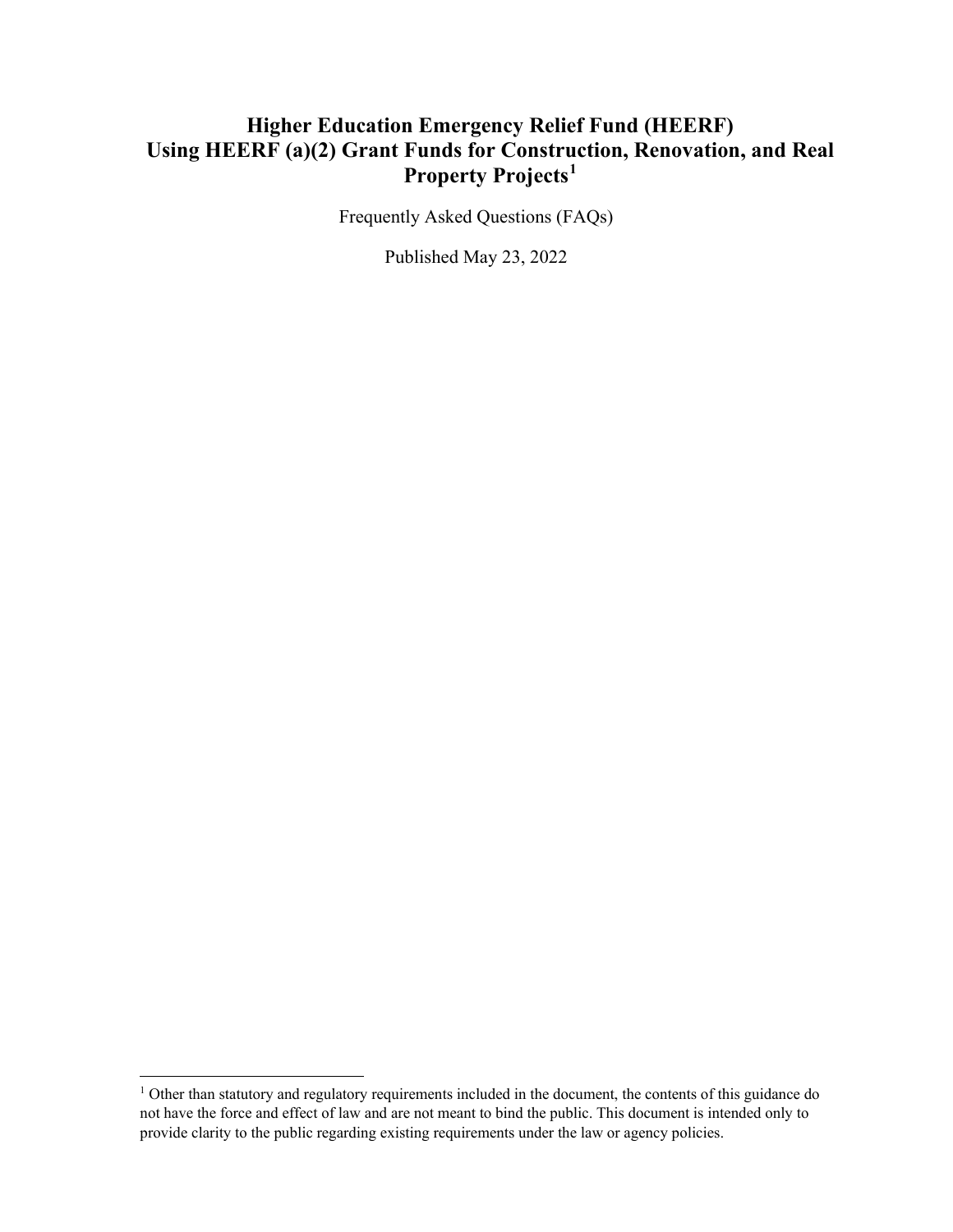# Higher Education Emergency Relief Fund (HEERF) Using HEERF (a)(2) Grant Funds for Construction, Renovation, and Real Property Projects[1]

Frequently Asked Questions (FAQs)

Published May 23, 2022

[1] Other than statutory and regulatory requirements included in the document, the contents of this guidance do not have the force and effect of law and are not meant to bind the public. This document is intended only to provide clarity to the public regarding existing requirements under the law or agency policies.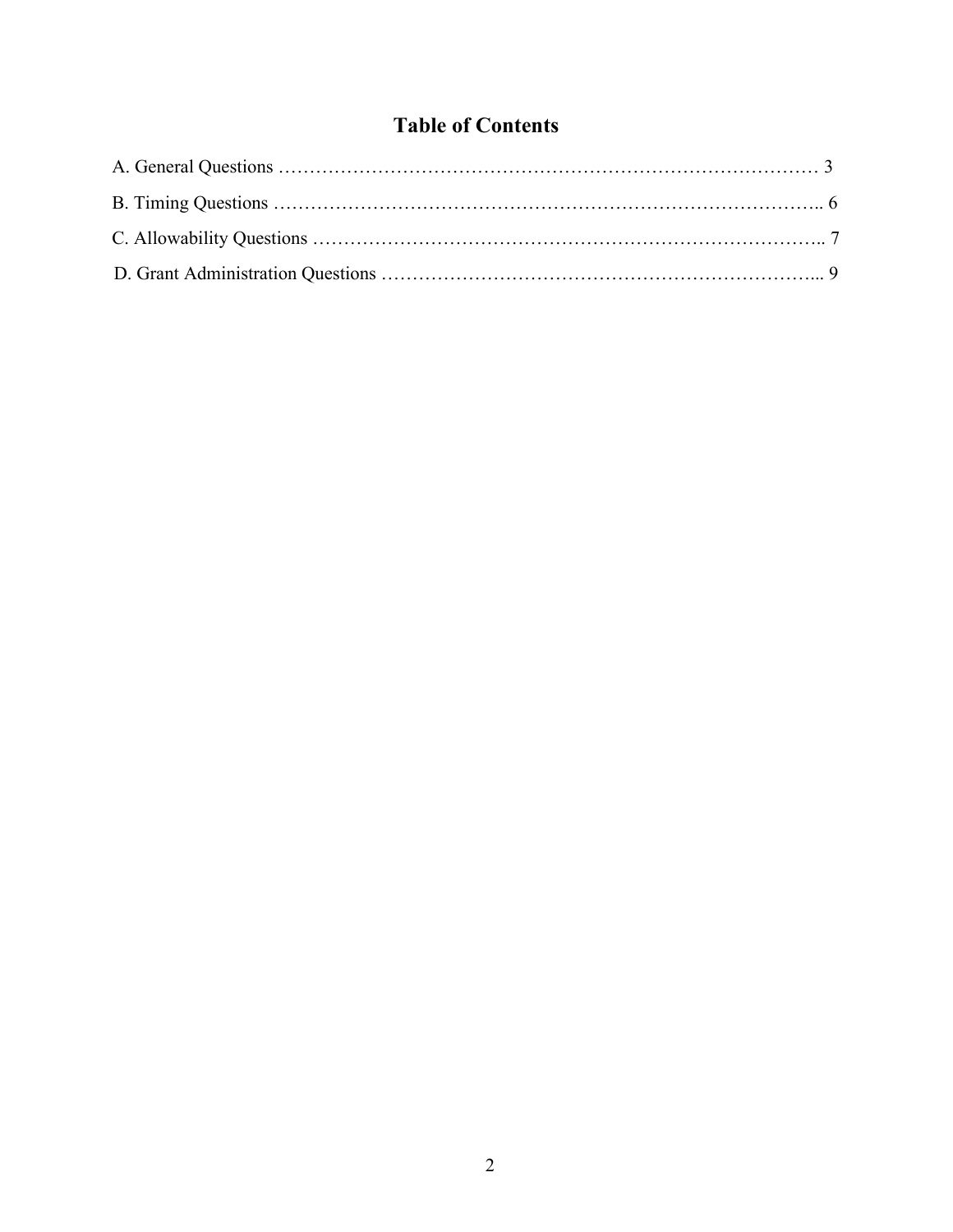# Table of Contents

A. General Questions …………………………………………………………………………… 3

B. Timing Questions ………………………………………………………………………….. 6

C. Allowability Questions ……………………………………………………………………….. 7

D. Grant Administration Questions ………………………………………………………………... 9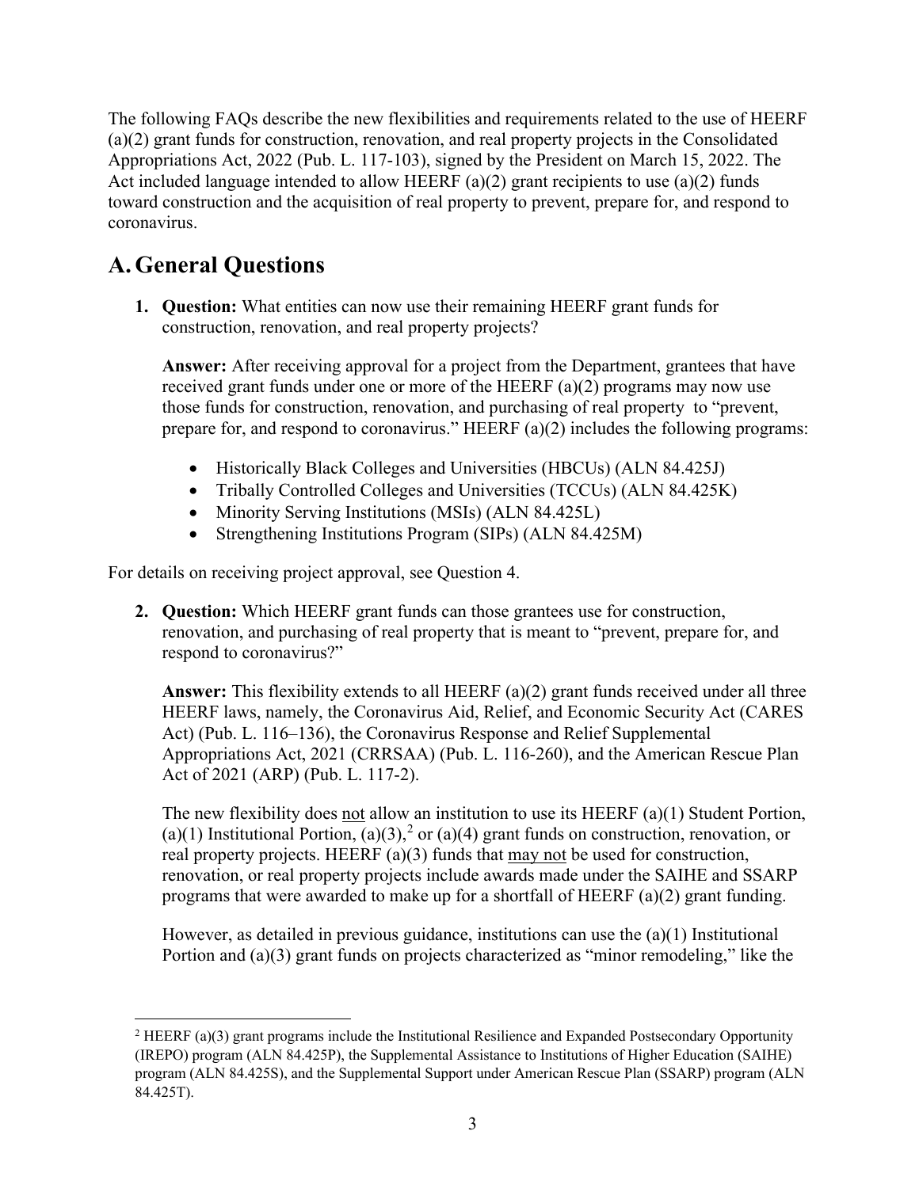The following FAQs describe the new flexibilities and requirements related to the use of HEERF (a)(2) grant funds for construction, renovation, and real property projects in the Consolidated Appropriations Act, 2022 (Pub. L. 117-103), signed by the President on March 15, 2022. The Act included language intended to allow HEERF (a)(2) grant recipients to use (a)(2) funds toward construction and the acquisition of real property to prevent, prepare for, and respond to coronavirus.

## A. General Questions

1. **Question:** What entities can now use their remaining HEERF grant funds for construction, renovation, and real property projects?

   **Answer:** After receiving approval for a project from the Department, grantees that have received grant funds under one or more of the HEERF (a)(2) programs may now use those funds for construction, renovation, and purchasing of real property to "prevent, prepare for, and respond to coronavirus." HEERF (a)(2) includes the following programs:

   - Historically Black Colleges and Universities (HBCUs) (ALN 84.425J)
   - Tribally Controlled Colleges and Universities (TCCUs) (ALN 84.425K)
   - Minority Serving Institutions (MSIs) (ALN 84.425L)
   - Strengthening Institutions Program (SIPs) (ALN 84.425M)

For details on receiving project approval, see Question 4.

2. **Question:** Which HEERF grant funds can those grantees use for construction, renovation, and purchasing of real property that is meant to "prevent, prepare for, and respond to coronavirus?"

   **Answer:** This flexibility extends to all HEERF (a)(2) grant funds received under all three HEERF laws, namely, the Coronavirus Aid, Relief, and Economic Security Act (CARES Act) (Pub. L. 116–136), the Coronavirus Response and Relief Supplemental Appropriations Act, 2021 (CRRSAA) (Pub. L. 116-260), and the American Rescue Plan Act of 2021 (ARP) (Pub. L. 117-2).

   The new flexibility does not allow an institution to use its HEERF (a)(1) Student Portion, (a)(1) Institutional Portion, (a)(3),[2] or (a)(4) grant funds on construction, renovation, or real property projects. HEERF (a)(3) funds that may not be used for construction, renovation, or real property projects include awards made under the SAIHE and SSARP programs that were awarded to make up for a shortfall of HEERF (a)(2) grant funding.

   However, as detailed in previous guidance, institutions can use the (a)(1) Institutional Portion and (a)(3) grant funds on projects characterized as "minor remodeling," like the

[2] HEERF (a)(3) grant programs include the Institutional Resilience and Expanded Postsecondary Opportunity (IREPO) program (ALN 84.425P), the Supplemental Assistance to Institutions of Higher Education (SAIHE) program (ALN 84.425S), and the Supplemental Support under American Rescue Plan (SSARP) program (ALN 84.425T).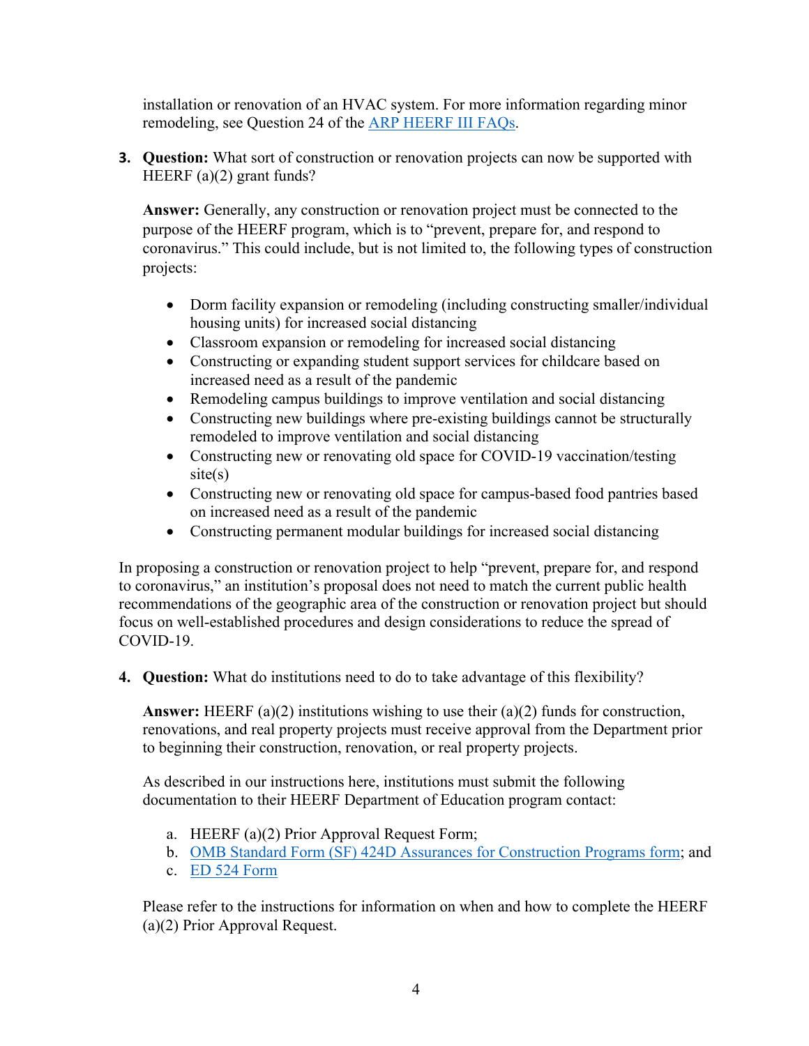installation or renovation of an HVAC system. For more information regarding minor remodeling, see Question 24 of the [ARP HEERF III FAQs](#).

3. **Question:** What sort of construction or renovation projects can now be supported with HEERF (a)(2) grant funds?

   **Answer:** Generally, any construction or renovation project must be connected to the purpose of the HEERF program, which is to "prevent, prepare for, and respond to coronavirus." This could include, but is not limited to, the following types of construction projects:

   - Dorm facility expansion or remodeling (including constructing smaller/individual housing units) for increased social distancing
   - Classroom expansion or remodeling for increased social distancing
   - Constructing or expanding student support services for childcare based on increased need as a result of the pandemic
   - Remodeling campus buildings to improve ventilation and social distancing
   - Constructing new buildings where pre-existing buildings cannot be structurally remodeled to improve ventilation and social distancing
   - Constructing new or renovating old space for COVID-19 vaccination/testing site(s)
   - Constructing new or renovating old space for campus-based food pantries based on increased need as a result of the pandemic
   - Constructing permanent modular buildings for increased social distancing

In proposing a construction or renovation project to help "prevent, prepare for, and respond to coronavirus," an institution's proposal does not need to match the current public health recommendations of the geographic area of the construction or renovation project but should focus on well-established procedures and design considerations to reduce the spread of COVID-19.

4. **Question:** What do institutions need to do to take advantage of this flexibility?

   **Answer:** HEERF (a)(2) institutions wishing to use their (a)(2) funds for construction, renovations, and real property projects must receive approval from the Department prior to beginning their construction, renovation, or real property projects.

   As described in our instructions here, institutions must submit the following documentation to their HEERF Department of Education program contact:

   a. HEERF (a)(2) Prior Approval Request Form;
   b. [OMB Standard Form (SF) 424D Assurances for Construction Programs form](#); and
   c. [ED 524 Form](#)

   Please refer to the instructions for information on when and how to complete the HEERF (a)(2) Prior Approval Request.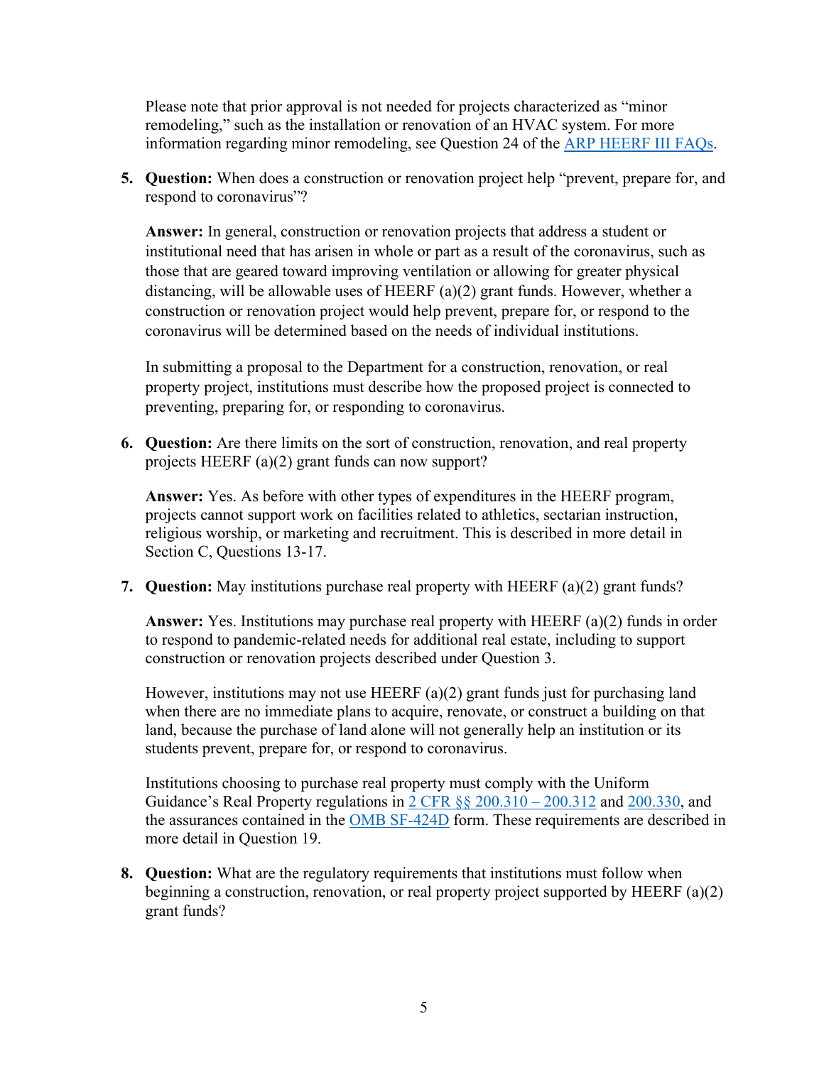Please note that prior approval is not needed for projects characterized as "minor remodeling," such as the installation or renovation of an HVAC system. For more information regarding minor remodeling, see Question 24 of the [ARP HEERF III FAQs](ARP HEERF III FAQs).

5. **Question:** When does a construction or renovation project help "prevent, prepare for, and respond to coronavirus"?

   **Answer:** In general, construction or renovation projects that address a student or institutional need that has arisen in whole or part as a result of the coronavirus, such as those that are geared toward improving ventilation or allowing for greater physical distancing, will be allowable uses of HEERF (a)(2) grant funds. However, whether a construction or renovation project would help prevent, prepare for, or respond to the coronavirus will be determined based on the needs of individual institutions.

   In submitting a proposal to the Department for a construction, renovation, or real property project, institutions must describe how the proposed project is connected to preventing, preparing for, or responding to coronavirus.

6. **Question:** Are there limits on the sort of construction, renovation, and real property projects HEERF (a)(2) grant funds can now support?

   **Answer:** Yes. As before with other types of expenditures in the HEERF program, projects cannot support work on facilities related to athletics, sectarian instruction, religious worship, or marketing and recruitment. This is described in more detail in Section C, Questions 13-17.

7. **Question:** May institutions purchase real property with HEERF (a)(2) grant funds?

   **Answer:** Yes. Institutions may purchase real property with HEERF (a)(2) funds in order to respond to pandemic-related needs for additional real estate, including to support construction or renovation projects described under Question 3.

   However, institutions may not use HEERF (a)(2) grant funds just for purchasing land when there are no immediate plans to acquire, renovate, or construct a building on that land, because the purchase of land alone will not generally help an institution or its students prevent, prepare for, or respond to coronavirus.

   Institutions choosing to purchase real property must comply with the Uniform Guidance's Real Property regulations in 2 CFR §§ 200.310 – 200.312 and 200.330, and the assurances contained in the OMB SF-424D form. These requirements are described in more detail in Question 19.

8. **Question:** What are the regulatory requirements that institutions must follow when beginning a construction, renovation, or real property project supported by HEERF (a)(2) grant funds?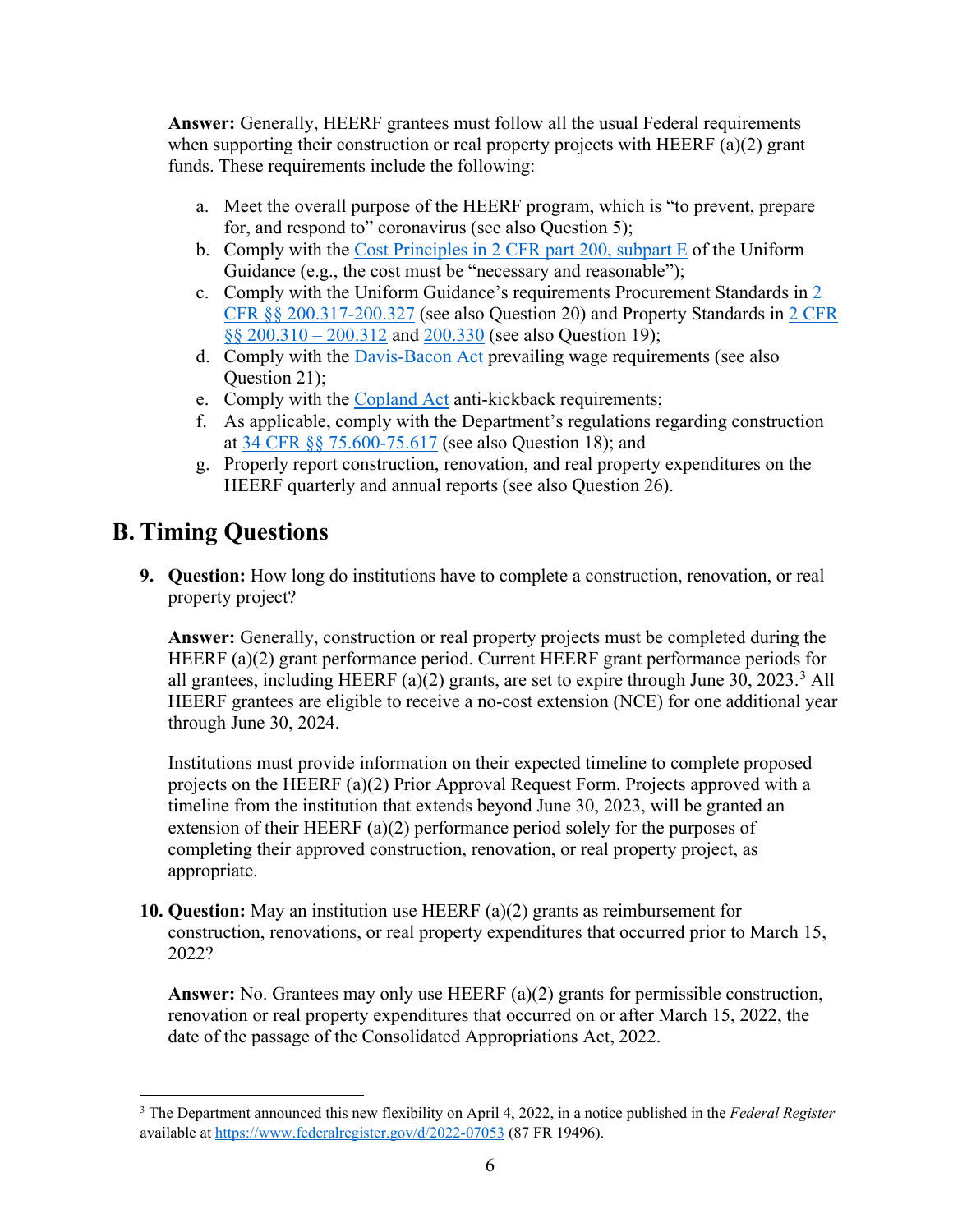**Answer:** Generally, HEERF grantees must follow all the usual Federal requirements when supporting their construction or real property projects with HEERF (a)(2) grant funds. These requirements include the following:

a. Meet the overall purpose of the HEERF program, which is "to prevent, prepare for, and respond to" coronavirus (see also Question 5);
b. Comply with the Cost Principles in 2 CFR part 200, subpart E of the Uniform Guidance (e.g., the cost must be "necessary and reasonable");
c. Comply with the Uniform Guidance's requirements Procurement Standards in 2 CFR §§ 200.317-200.327 (see also Question 20) and Property Standards in 2 CFR §§ 200.310 – 200.312 and 200.330 (see also Question 19);
d. Comply with the Davis-Bacon Act prevailing wage requirements (see also Question 21);
e. Comply with the Copland Act anti-kickback requirements;
f. As applicable, comply with the Department's regulations regarding construction at 34 CFR §§ 75.600-75.617 (see also Question 18); and
g. Properly report construction, renovation, and real property expenditures on the HEERF quarterly and annual reports (see also Question 26).

## B. Timing Questions

**9. Question:** How long do institutions have to complete a construction, renovation, or real property project?

**Answer:** Generally, construction or real property projects must be completed during the HEERF (a)(2) grant performance period. Current HEERF grant performance periods for all grantees, including HEERF (a)(2) grants, are set to expire through June 30, 2023.[3] All HEERF grantees are eligible to receive a no-cost extension (NCE) for one additional year through June 30, 2024.

Institutions must provide information on their expected timeline to complete proposed projects on the HEERF (a)(2) Prior Approval Request Form. Projects approved with a timeline from the institution that extends beyond June 30, 2023, will be granted an extension of their HEERF (a)(2) performance period solely for the purposes of completing their approved construction, renovation, or real property project, as appropriate.

**10. Question:** May an institution use HEERF (a)(2) grants as reimbursement for construction, renovations, or real property expenditures that occurred prior to March 15, 2022?

**Answer:** No. Grantees may only use HEERF (a)(2) grants for permissible construction, renovation or real property expenditures that occurred on or after March 15, 2022, the date of the passage of the Consolidated Appropriations Act, 2022.

---

[3] The Department announced this new flexibility on April 4, 2022, in a notice published in the *Federal Register* available at https://www.federalregister.gov/d/2022-07053 (87 FR 19496).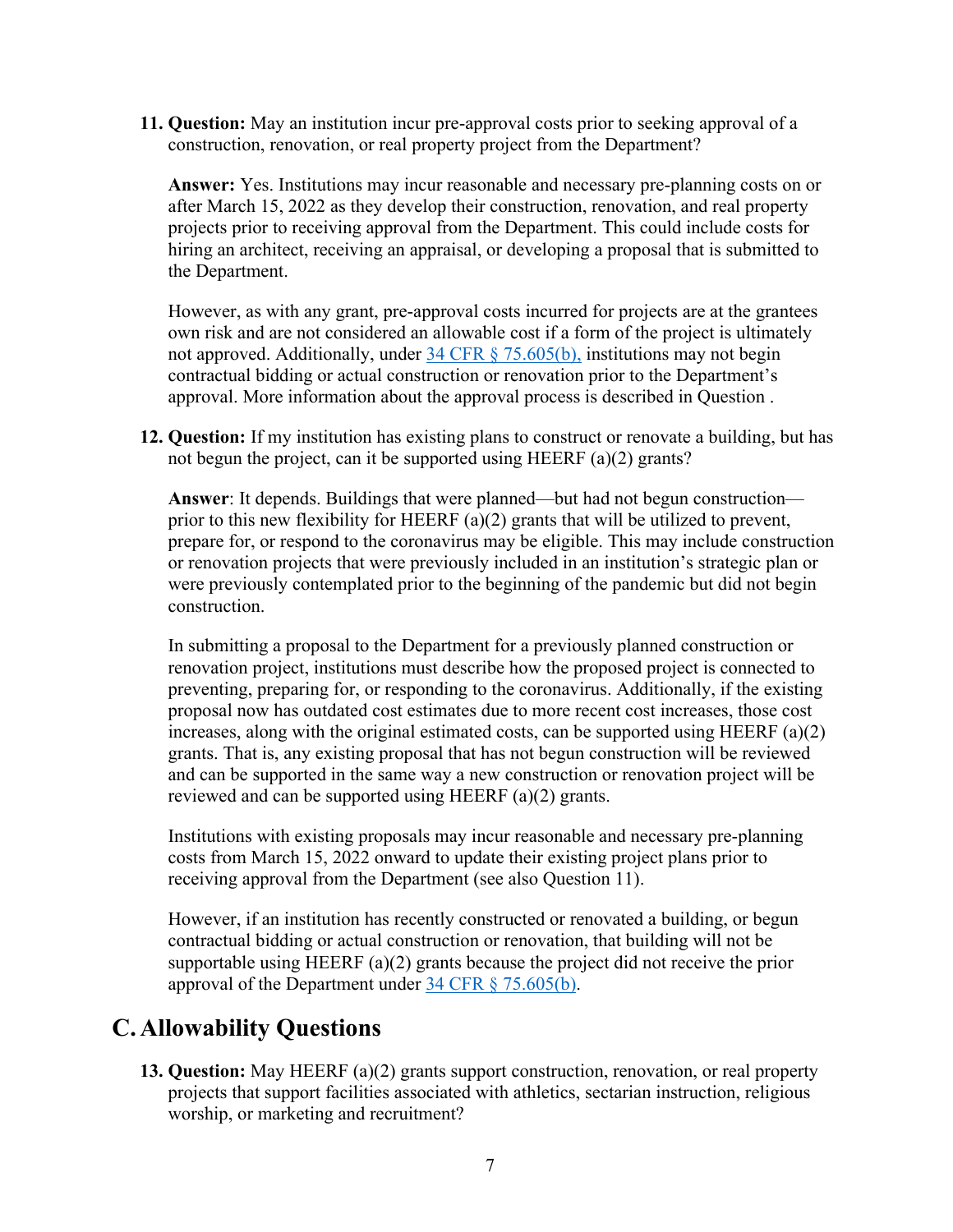11. **Question:** May an institution incur pre-approval costs prior to seeking approval of a construction, renovation, or real property project from the Department?

    **Answer:** Yes. Institutions may incur reasonable and necessary pre-planning costs on or after March 15, 2022 as they develop their construction, renovation, and real property projects prior to receiving approval from the Department. This could include costs for hiring an architect, receiving an appraisal, or developing a proposal that is submitted to the Department.

    However, as with any grant, pre-approval costs incurred for projects are at the grantees own risk and are not considered an allowable cost if a form of the project is ultimately not approved. Additionally, under [34 CFR § 75.605(b),](#) institutions may not begin contractual bidding or actual construction or renovation prior to the Department's approval. More information about the approval process is described in Question .

12. **Question:** If my institution has existing plans to construct or renovate a building, but has not begun the project, can it be supported using HEERF (a)(2) grants?

    **Answer**: It depends. Buildings that were planned—but had not begun construction—prior to this new flexibility for HEERF (a)(2) grants that will be utilized to prevent, prepare for, or respond to the coronavirus may be eligible. This may include construction or renovation projects that were previously included in an institution's strategic plan or were previously contemplated prior to the beginning of the pandemic but did not begin construction.

    In submitting a proposal to the Department for a previously planned construction or renovation project, institutions must describe how the proposed project is connected to preventing, preparing for, or responding to the coronavirus. Additionally, if the existing proposal now has outdated cost estimates due to more recent cost increases, those cost increases, along with the original estimated costs, can be supported using HEERF (a)(2) grants. That is, any existing proposal that has not begun construction will be reviewed and can be supported in the same way a new construction or renovation project will be reviewed and can be supported using HEERF (a)(2) grants.

    Institutions with existing proposals may incur reasonable and necessary pre-planning costs from March 15, 2022 onward to update their existing project plans prior to receiving approval from the Department (see also Question 11).

    However, if an institution has recently constructed or renovated a building, or begun contractual bidding or actual construction or renovation, that building will not be supportable using HEERF (a)(2) grants because the project did not receive the prior approval of the Department under [34 CFR § 75.605(b)](#).

## C. Allowability Questions

13. **Question:** May HEERF (a)(2) grants support construction, renovation, or real property projects that support facilities associated with athletics, sectarian instruction, religious worship, or marketing and recruitment?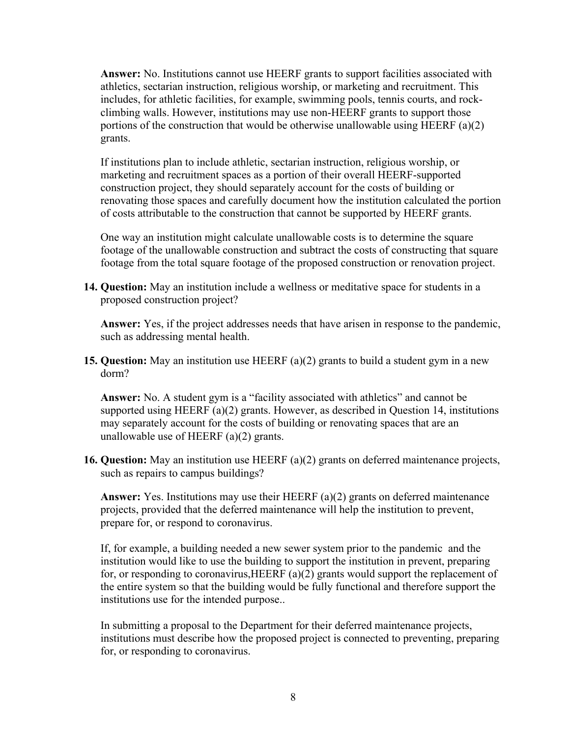**Answer:** No. Institutions cannot use HEERF grants to support facilities associated with athletics, sectarian instruction, religious worship, or marketing and recruitment. This includes, for athletic facilities, for example, swimming pools, tennis courts, and rock-climbing walls. However, institutions may use non-HEERF grants to support those portions of the construction that would be otherwise unallowable using HEERF (a)(2) grants.

If institutions plan to include athletic, sectarian instruction, religious worship, or marketing and recruitment spaces as a portion of their overall HEERF-supported construction project, they should separately account for the costs of building or renovating those spaces and carefully document how the institution calculated the portion of costs attributable to the construction that cannot be supported by HEERF grants.

One way an institution might calculate unallowable costs is to determine the square footage of the unallowable construction and subtract the costs of constructing that square footage from the total square footage of the proposed construction or renovation project.

14. **Question:** May an institution include a wellness or meditative space for students in a proposed construction project?

    **Answer:** Yes, if the project addresses needs that have arisen in response to the pandemic, such as addressing mental health.

15. **Question:** May an institution use HEERF (a)(2) grants to build a student gym in a new dorm?

    **Answer:** No. A student gym is a "facility associated with athletics" and cannot be supported using HEERF (a)(2) grants. However, as described in Question 14, institutions may separately account for the costs of building or renovating spaces that are an unallowable use of HEERF (a)(2) grants.

16. **Question:** May an institution use HEERF (a)(2) grants on deferred maintenance projects, such as repairs to campus buildings?

    **Answer:** Yes. Institutions may use their HEERF (a)(2) grants on deferred maintenance projects, provided that the deferred maintenance will help the institution to prevent, prepare for, or respond to coronavirus.

    If, for example, a building needed a new sewer system prior to the pandemic and the institution would like to use the building to support the institution in prevent, preparing for, or responding to coronavirus,HEERF (a)(2) grants would support the replacement of the entire system so that the building would be fully functional and therefore support the institutions use for the intended purpose..

    In submitting a proposal to the Department for their deferred maintenance projects, institutions must describe how the proposed project is connected to preventing, preparing for, or responding to coronavirus.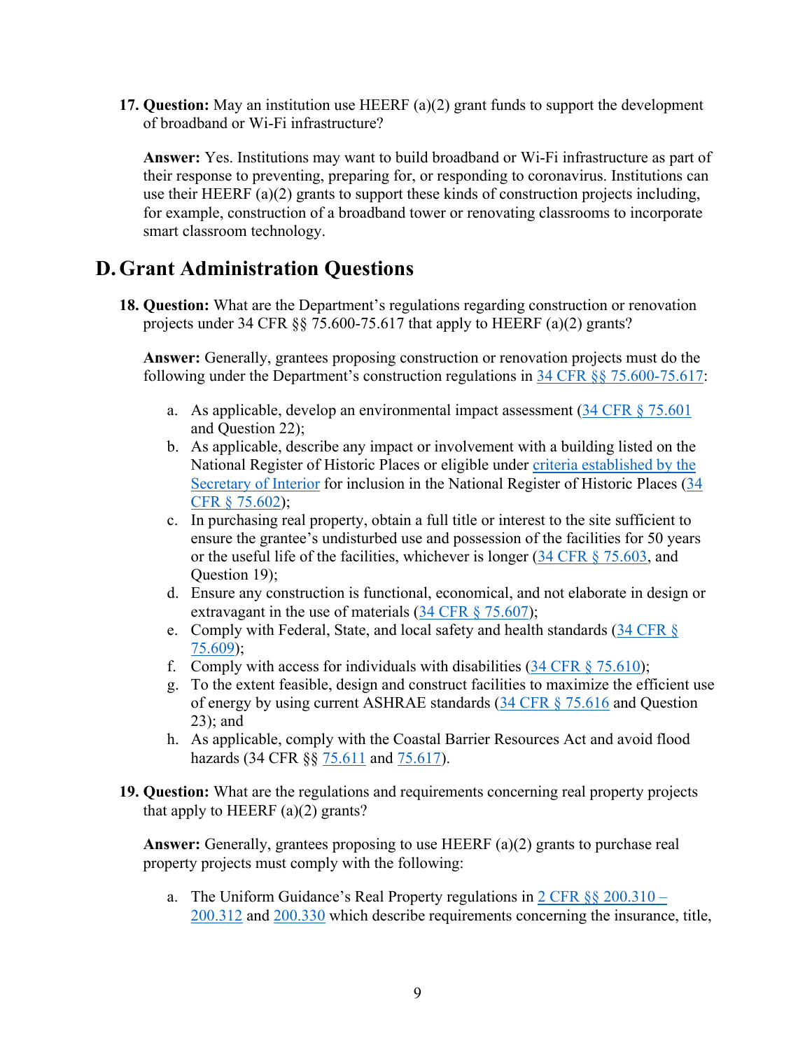17. **Question:** May an institution use HEERF (a)(2) grant funds to support the development of broadband or Wi-Fi infrastructure?

    **Answer:** Yes. Institutions may want to build broadband or Wi-Fi infrastructure as part of their response to preventing, preparing for, or responding to coronavirus. Institutions can use their HEERF (a)(2) grants to support these kinds of construction projects including, for example, construction of a broadband tower or renovating classrooms to incorporate smart classroom technology.

## D. Grant Administration Questions

18. **Question:** What are the Department's regulations regarding construction or renovation projects under 34 CFR §§ 75.600-75.617 that apply to HEERF (a)(2) grants?

    **Answer:** Generally, grantees proposing construction or renovation projects must do the following under the Department's construction regulations in 34 CFR §§ 75.600-75.617:

    a. As applicable, develop an environmental impact assessment (34 CFR § 75.601 and Question 22);
    b. As applicable, describe any impact or involvement with a building listed on the National Register of Historic Places or eligible under criteria established by the Secretary of Interior for inclusion in the National Register of Historic Places (34 CFR § 75.602);
    c. In purchasing real property, obtain a full title or interest to the site sufficient to ensure the grantee's undisturbed use and possession of the facilities for 50 years or the useful life of the facilities, whichever is longer (34 CFR § 75.603, and Question 19);
    d. Ensure any construction is functional, economical, and not elaborate in design or extravagant in the use of materials (34 CFR § 75.607);
    e. Comply with Federal, State, and local safety and health standards (34 CFR § 75.609);
    f. Comply with access for individuals with disabilities (34 CFR § 75.610);
    g. To the extent feasible, design and construct facilities to maximize the efficient use of energy by using current ASHRAE standards (34 CFR § 75.616 and Question 23); and
    h. As applicable, comply with the Coastal Barrier Resources Act and avoid flood hazards (34 CFR §§ 75.611 and 75.617).

19. **Question:** What are the regulations and requirements concerning real property projects that apply to HEERF (a)(2) grants?

    **Answer:** Generally, grantees proposing to use HEERF (a)(2) grants to purchase real property projects must comply with the following:

    a. The Uniform Guidance's Real Property regulations in 2 CFR §§ 200.310 – 200.312 and 200.330 which describe requirements concerning the insurance, title,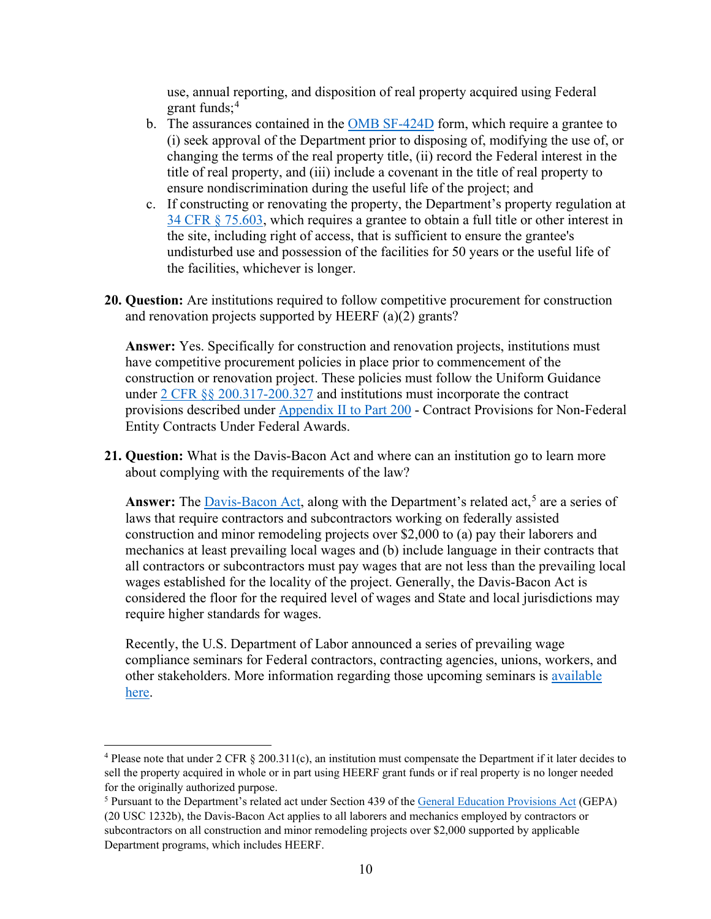use, annual reporting, and disposition of real property acquired using Federal grant funds;[4]

b. The assurances contained in the OMB SF-424D form, which require a grantee to (i) seek approval of the Department prior to disposing of, modifying the use of, or changing the terms of the real property title, (ii) record the Federal interest in the title of real property, and (iii) include a covenant in the title of real property to ensure nondiscrimination during the useful life of the project; and
c. If constructing or renovating the property, the Department's property regulation at 34 CFR § 75.603, which requires a grantee to obtain a full title or other interest in the site, including right of access, that is sufficient to ensure the grantee's undisturbed use and possession of the facilities for 50 years or the useful life of the facilities, whichever is longer.

20. **Question:** Are institutions required to follow competitive procurement for construction and renovation projects supported by HEERF (a)(2) grants?

    **Answer:** Yes. Specifically for construction and renovation projects, institutions must have competitive procurement policies in place prior to commencement of the construction or renovation project. These policies must follow the Uniform Guidance under 2 CFR §§ 200.317-200.327 and institutions must incorporate the contract provisions described under Appendix II to Part 200 - Contract Provisions for Non-Federal Entity Contracts Under Federal Awards.

21. **Question:** What is the Davis-Bacon Act and where can an institution go to learn more about complying with the requirements of the law?

    **Answer:** The Davis-Bacon Act, along with the Department's related act,[5] are a series of laws that require contractors and subcontractors working on federally assisted construction and minor remodeling projects over $2,000 to (a) pay their laborers and mechanics at least prevailing local wages and (b) include language in their contracts that all contractors or subcontractors must pay wages that are not less than the prevailing local wages established for the locality of the project. Generally, the Davis-Bacon Act is considered the floor for the required level of wages and State and local jurisdictions may require higher standards for wages.

    Recently, the U.S. Department of Labor announced a series of prevailing wage compliance seminars for Federal contractors, contracting agencies, unions, workers, and other stakeholders. More information regarding those upcoming seminars is available here.

---

[4] Please note that under 2 CFR § 200.311(c), an institution must compensate the Department if it later decides to sell the property acquired in whole or in part using HEERF grant funds or if real property is no longer needed for the originally authorized purpose.

[5] Pursuant to the Department's related act under Section 439 of the General Education Provisions Act (GEPA) (20 USC 1232b), the Davis-Bacon Act applies to all laborers and mechanics employed by contractors or subcontractors on all construction and minor remodeling projects over $2,000 supported by applicable Department programs, which includes HEERF.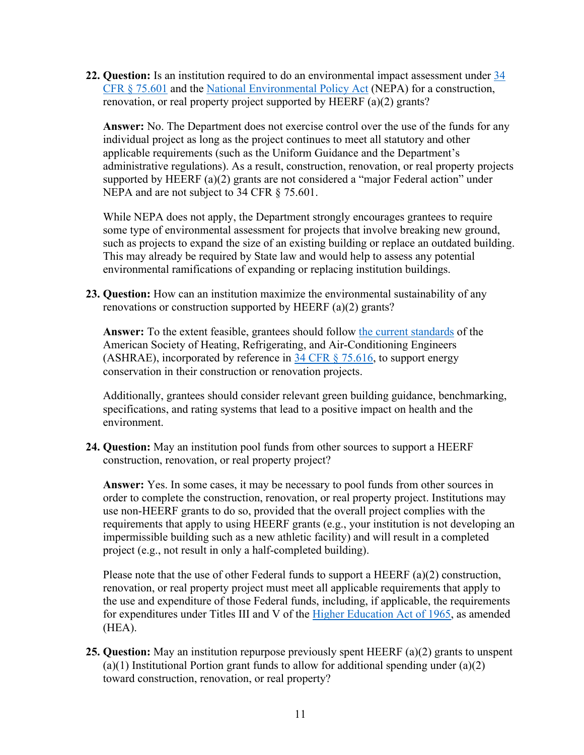22. **Question:** Is an institution required to do an environmental impact assessment under 34 CFR § 75.601 and the National Environmental Policy Act (NEPA) for a construction, renovation, or real property project supported by HEERF (a)(2) grants?

    **Answer:** No. The Department does not exercise control over the use of the funds for any individual project as long as the project continues to meet all statutory and other applicable requirements (such as the Uniform Guidance and the Department's administrative regulations). As a result, construction, renovation, or real property projects supported by HEERF (a)(2) grants are not considered a "major Federal action" under NEPA and are not subject to 34 CFR § 75.601.

    While NEPA does not apply, the Department strongly encourages grantees to require some type of environmental assessment for projects that involve breaking new ground, such as projects to expand the size of an existing building or replace an outdated building. This may already be required by State law and would help to assess any potential environmental ramifications of expanding or replacing institution buildings.

23. **Question:** How can an institution maximize the environmental sustainability of any renovations or construction supported by HEERF (a)(2) grants?

    **Answer:** To the extent feasible, grantees should follow the current standards of the American Society of Heating, Refrigerating, and Air-Conditioning Engineers (ASHRAE), incorporated by reference in 34 CFR § 75.616, to support energy conservation in their construction or renovation projects.

    Additionally, grantees should consider relevant green building guidance, benchmarking, specifications, and rating systems that lead to a positive impact on health and the environment.

24. **Question:** May an institution pool funds from other sources to support a HEERF construction, renovation, or real property project?

    **Answer:** Yes. In some cases, it may be necessary to pool funds from other sources in order to complete the construction, renovation, or real property project. Institutions may use non-HEERF grants to do so, provided that the overall project complies with the requirements that apply to using HEERF grants (e.g., your institution is not developing an impermissible building such as a new athletic facility) and will result in a completed project (e.g., not result in only a half-completed building).

    Please note that the use of other Federal funds to support a HEERF (a)(2) construction, renovation, or real property project must meet all applicable requirements that apply to the use and expenditure of those Federal funds, including, if applicable, the requirements for expenditures under Titles III and V of the Higher Education Act of 1965, as amended (HEA).

25. **Question:** May an institution repurpose previously spent HEERF (a)(2) grants to unspent (a)(1) Institutional Portion grant funds to allow for additional spending under (a)(2) toward construction, renovation, or real property?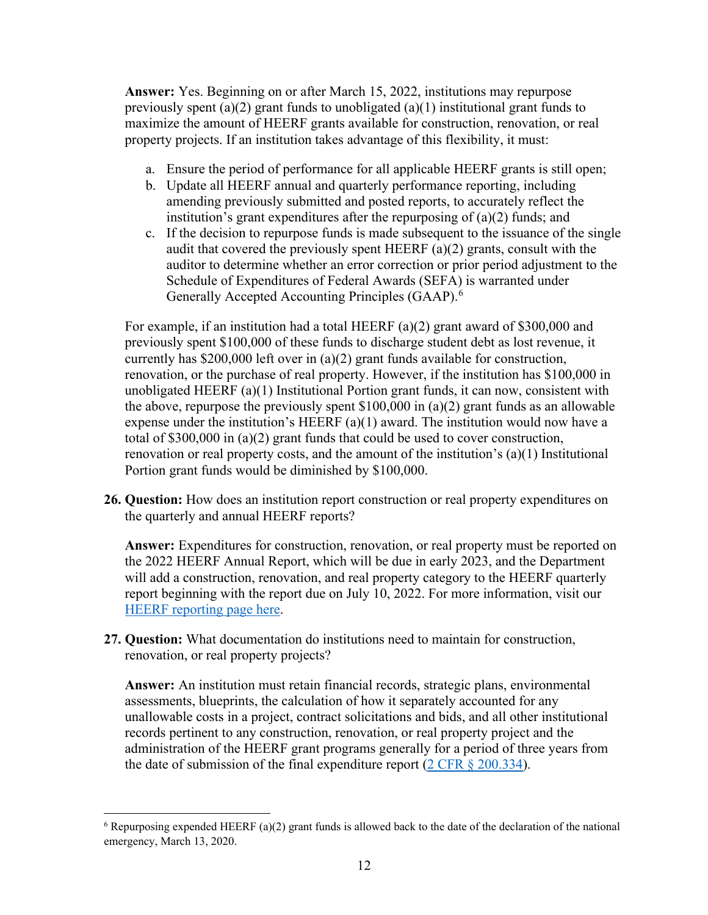**Answer:** Yes. Beginning on or after March 15, 2022, institutions may repurpose previously spent (a)(2) grant funds to unobligated (a)(1) institutional grant funds to maximize the amount of HEERF grants available for construction, renovation, or real property projects. If an institution takes advantage of this flexibility, it must:

a. Ensure the period of performance for all applicable HEERF grants is still open;
b. Update all HEERF annual and quarterly performance reporting, including amending previously submitted and posted reports, to accurately reflect the institution's grant expenditures after the repurposing of (a)(2) funds; and
c. If the decision to repurpose funds is made subsequent to the issuance of the single audit that covered the previously spent HEERF (a)(2) grants, consult with the auditor to determine whether an error correction or prior period adjustment to the Schedule of Expenditures of Federal Awards (SEFA) is warranted under Generally Accepted Accounting Principles (GAAP).[6]

For example, if an institution had a total HEERF (a)(2) grant award of $300,000 and previously spent $100,000 of these funds to discharge student debt as lost revenue, it currently has $200,000 left over in (a)(2) grant funds available for construction, renovation, or the purchase of real property. However, if the institution has $100,000 in unobligated HEERF (a)(1) Institutional Portion grant funds, it can now, consistent with the above, repurpose the previously spent $100,000 in (a)(2) grant funds as an allowable expense under the institution's HEERF (a)(1) award. The institution would now have a total of $300,000 in (a)(2) grant funds that could be used to cover construction, renovation or real property costs, and the amount of the institution's (a)(1) Institutional Portion grant funds would be diminished by $100,000.

26. **Question:** How does an institution report construction or real property expenditures on the quarterly and annual HEERF reports?

    **Answer:** Expenditures for construction, renovation, or real property must be reported on the 2022 HEERF Annual Report, which will be due in early 2023, and the Department will add a construction, renovation, and real property category to the HEERF quarterly report beginning with the report due on July 10, 2022. For more information, visit our HEERF reporting page here.

27. **Question:** What documentation do institutions need to maintain for construction, renovation, or real property projects?

    **Answer:** An institution must retain financial records, strategic plans, environmental assessments, blueprints, the calculation of how it separately accounted for any unallowable costs in a project, contract solicitations and bids, and all other institutional records pertinent to any construction, renovation, or real property project and the administration of the HEERF grant programs generally for a period of three years from the date of submission of the final expenditure report (2 CFR § 200.334).

---

[6] Repurposing expended HEERF (a)(2) grant funds is allowed back to the date of the declaration of the national emergency, March 13, 2020.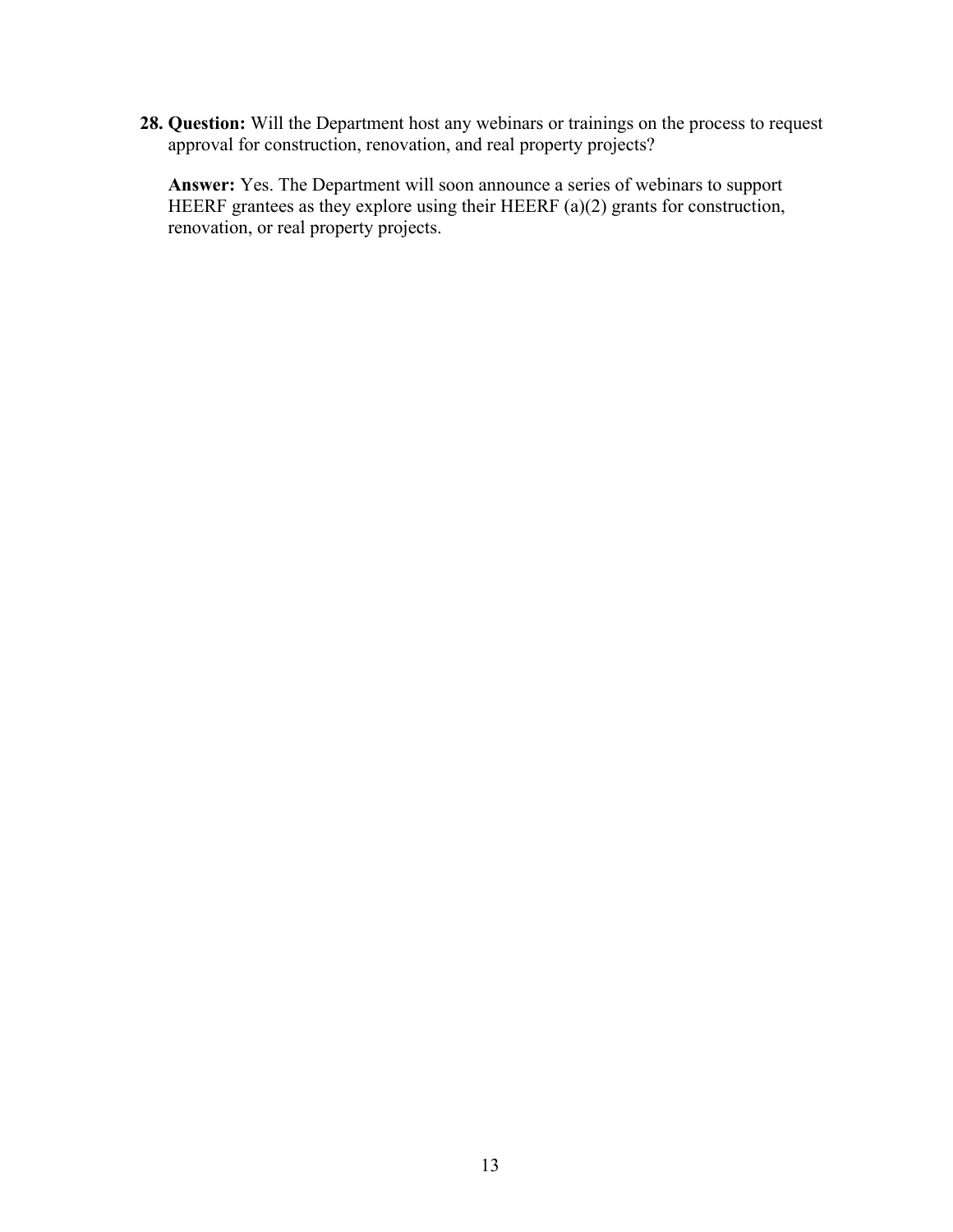28. **Question:** Will the Department host any webinars or trainings on the process to request approval for construction, renovation, and real property projects?

    **Answer:** Yes. The Department will soon announce a series of webinars to support HEERF grantees as they explore using their HEERF (a)(2) grants for construction, renovation, or real property projects.